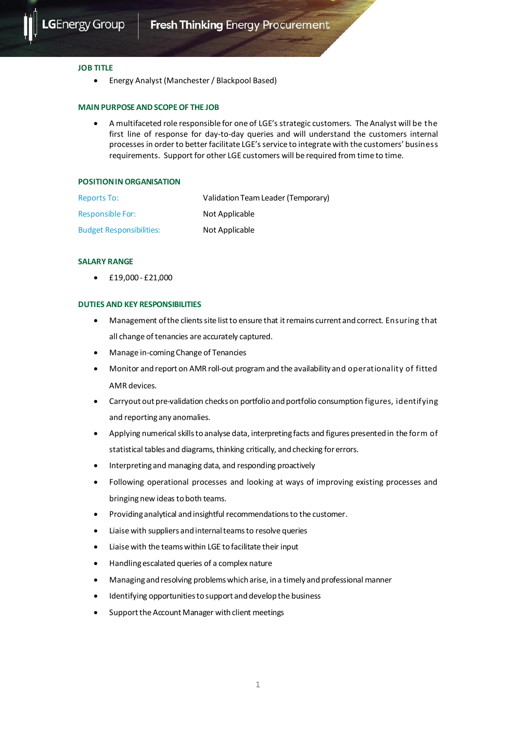## JOB TITLE

- Energy Analyst (Manchester / Blackpool Based)

## MAIN PURPOSE AND SCOPE OF THE JOB

- A multifaceted role responsible for one of LGE's strategic customers. The Analyst will be the first line of response for day-to-day queries and will understand the customers internal processes in order to better facilitate LGE's service to integrate with the customers' business requirements. Support for other LGE customers will be required from time to time.

## POSITION IN ORGANISATION

| | |
|---|---|
| Reports To: | Validation Team Leader (Temporary) |
| Responsible For: | Not Applicable |
| Budget Responsibilities: | Not Applicable |

## SALARY RANGE

- £19,000 - £21,000

## DUTIES AND KEY RESPONSIBILITIES

- Management of the clients site list to ensure that it remains current and correct. Ensuring that all change of tenancies are accurately captured.
- Manage in-coming Change of Tenancies
- Monitor and report on AMR roll-out program and the availability and operationality of fitted AMR devices.
- Carryout out pre-validation checks on portfolio and portfolio consumption figures, identifying and reporting any anomalies.
- Applying numerical skills to analyse data, interpreting facts and figures presented in the form of statistical tables and diagrams, thinking critically, and checking for errors.
- Interpreting and managing data, and responding proactively
- Following operational processes and looking at ways of improving existing processes and bringing new ideas to both teams.
- Providing analytical and insightful recommendations to the customer.
- Liaise with suppliers and internal teams to resolve queries
- Liaise with the teams within LGE to facilitate their input
- Handling escalated queries of a complex nature
- Managing and resolving problems which arise, in a timely and professional manner
- Identifying opportunities to support and develop the business
- Support the Account Manager with client meetings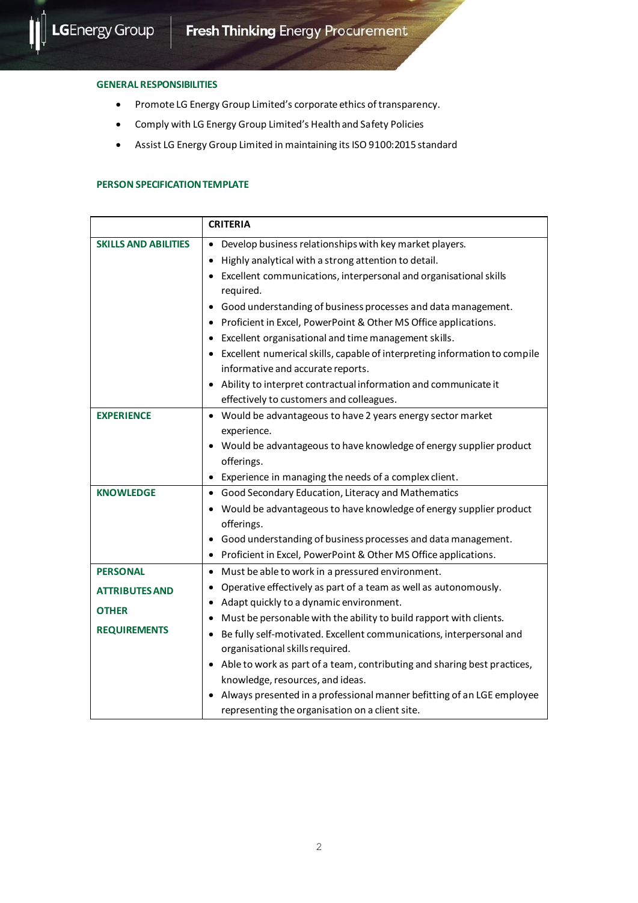## GENERAL RESPONSIBILITIES

- Promote LG Energy Group Limited's corporate ethics of transparency.
- Comply with LG Energy Group Limited's Health and Safety Policies
- Assist LG Energy Group Limited in maintaining its ISO 9100:2015 standard

## PERSON SPECIFICATION TEMPLATE

| | CRITERIA |
|---|---|
| **SKILLS AND ABILITIES** | • Develop business relationships with key market players.<br>• Highly analytical with a strong attention to detail.<br>• Excellent communications, interpersonal and organisational skills required.<br>• Good understanding of business processes and data management.<br>• Proficient in Excel, PowerPoint & Other MS Office applications.<br>• Excellent organisational and time management skills.<br>• Excellent numerical skills, capable of interpreting information to compile informative and accurate reports.<br>• Ability to interpret contractual information and communicate it effectively to customers and colleagues. |
| **EXPERIENCE** | • Would be advantageous to have 2 years energy sector market experience.<br>• Would be advantageous to have knowledge of energy supplier product offerings.<br>• Experience in managing the needs of a complex client. |
| **KNOWLEDGE** | • Good Secondary Education, Literacy and Mathematics<br>• Would be advantageous to have knowledge of energy supplier product offerings.<br>• Good understanding of business processes and data management.<br>• Proficient in Excel, PowerPoint & Other MS Office applications. |
| **PERSONAL ATTRIBUTES AND OTHER REQUIREMENTS** | • Must be able to work in a pressured environment.<br>• Operative effectively as part of a team as well as autonomously.<br>• Adapt quickly to a dynamic environment.<br>• Must be personable with the ability to build rapport with clients.<br>• Be fully self-motivated. Excellent communications, interpersonal and organisational skills required.<br>• Able to work as part of a team, contributing and sharing best practices, knowledge, resources, and ideas.<br>• Always presented in a professional manner befitting of an LGE employee representing the organisation on a client site. |